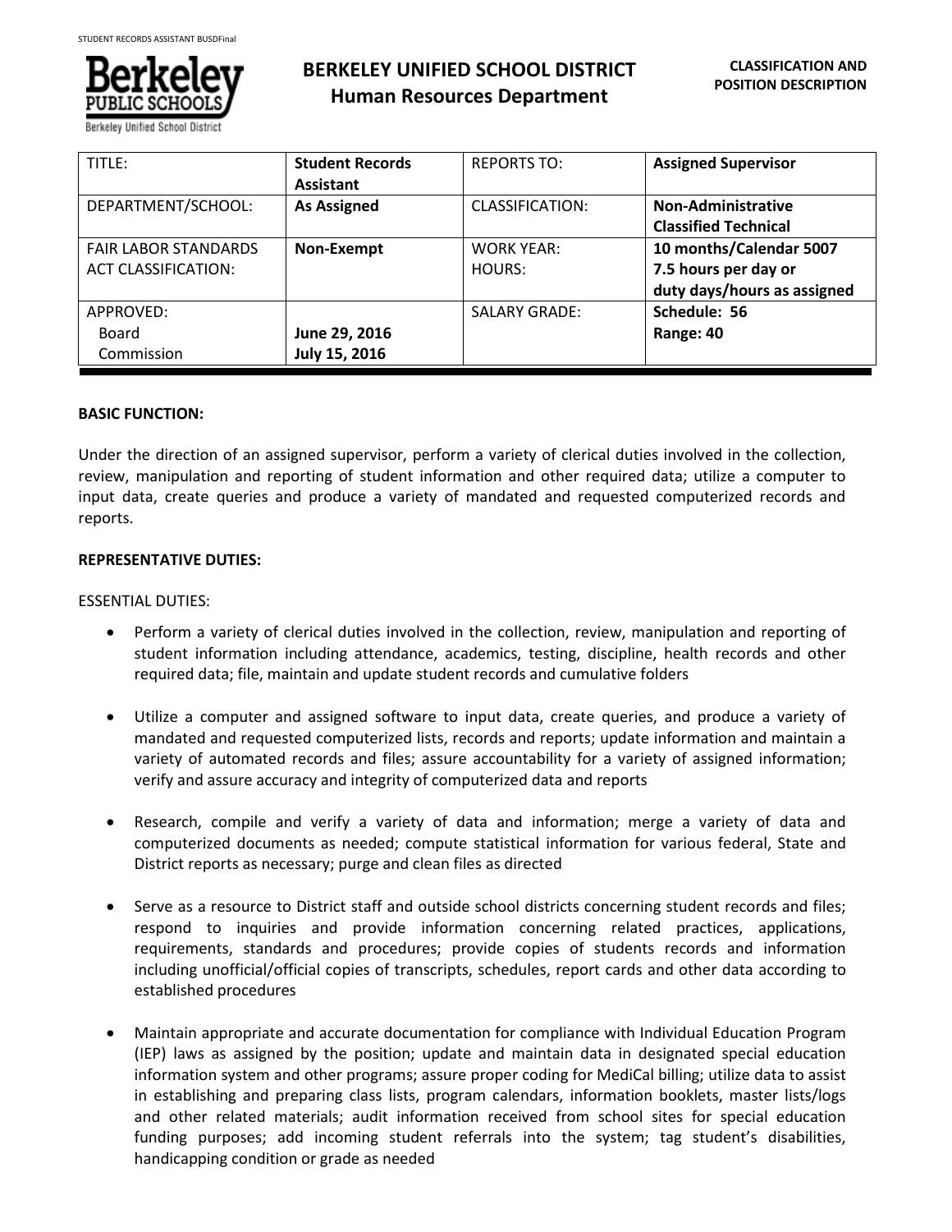# BERKELEY UNIFIED SCHOOL DISTRICT
## Human Resources Department

**CLASSIFICATION AND POSITION DESCRIPTION**

| TITLE: | **Student Records Assistant** | REPORTS TO: | **Assigned Supervisor** |
|---|---|---|---|
| DEPARTMENT/SCHOOL: | **As Assigned** | CLASSIFICATION: | **Non-Administrative Classified Technical** |
| FAIR LABOR STANDARDS ACT CLASSIFICATION: | **Non-Exempt** | WORK YEAR: HOURS: | **10 months/Calendar 5007 7.5 hours per day or duty days/hours as assigned** |
| APPROVED: Board Commission | **June 29, 2016 July 15, 2016** | SALARY GRADE: | **Schedule: 56 Range: 40** |

**BASIC FUNCTION:**

Under the direction of an assigned supervisor, perform a variety of clerical duties involved in the collection, review, manipulation and reporting of student information and other required data; utilize a computer to input data, create queries and produce a variety of mandated and requested computerized records and reports.

**REPRESENTATIVE DUTIES:**

ESSENTIAL DUTIES:

- Perform a variety of clerical duties involved in the collection, review, manipulation and reporting of student information including attendance, academics, testing, discipline, health records and other required data; file, maintain and update student records and cumulative folders
- Utilize a computer and assigned software to input data, create queries, and produce a variety of mandated and requested computerized lists, records and reports; update information and maintain a variety of automated records and files; assure accountability for a variety of assigned information; verify and assure accuracy and integrity of computerized data and reports
- Research, compile and verify a variety of data and information; merge a variety of data and computerized documents as needed; compute statistical information for various federal, State and District reports as necessary; purge and clean files as directed
- Serve as a resource to District staff and outside school districts concerning student records and files; respond to inquiries and provide information concerning related practices, applications, requirements, standards and procedures; provide copies of students records and information including unofficial/official copies of transcripts, schedules, report cards and other data according to established procedures
- Maintain appropriate and accurate documentation for compliance with Individual Education Program (IEP) laws as assigned by the position; update and maintain data in designated special education information system and other programs; assure proper coding for MediCal billing; utilize data to assist in establishing and preparing class lists, program calendars, information booklets, master lists/logs and other related materials; audit information received from school sites for special education funding purposes; add incoming student referrals into the system; tag student's disabilities, handicapping condition or grade as needed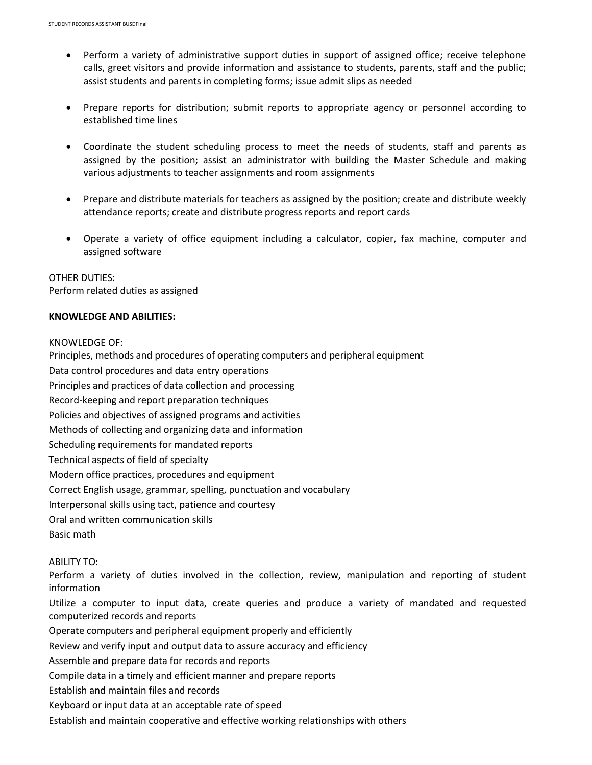- Perform a variety of administrative support duties in support of assigned office; receive telephone calls, greet visitors and provide information and assistance to students, parents, staff and the public; assist students and parents in completing forms; issue admit slips as needed

- Prepare reports for distribution; submit reports to appropriate agency or personnel according to established time lines

- Coordinate the student scheduling process to meet the needs of students, staff and parents as assigned by the position; assist an administrator with building the Master Schedule and making various adjustments to teacher assignments and room assignments

- Prepare and distribute materials for teachers as assigned by the position; create and distribute weekly attendance reports; create and distribute progress reports and report cards

- Operate a variety of office equipment including a calculator, copier, fax machine, computer and assigned software

OTHER DUTIES:
Perform related duties as assigned

**KNOWLEDGE AND ABILITIES:**

KNOWLEDGE OF:
Principles, methods and procedures of operating computers and peripheral equipment
Data control procedures and data entry operations
Principles and practices of data collection and processing
Record-keeping and report preparation techniques
Policies and objectives of assigned programs and activities
Methods of collecting and organizing data and information
Scheduling requirements for mandated reports
Technical aspects of field of specialty
Modern office practices, procedures and equipment
Correct English usage, grammar, spelling, punctuation and vocabulary
Interpersonal skills using tact, patience and courtesy
Oral and written communication skills
Basic math

ABILITY TO:
Perform a variety of duties involved in the collection, review, manipulation and reporting of student information
Utilize a computer to input data, create queries and produce a variety of mandated and requested computerized records and reports
Operate computers and peripheral equipment properly and efficiently
Review and verify input and output data to assure accuracy and efficiency
Assemble and prepare data for records and reports
Compile data in a timely and efficient manner and prepare reports
Establish and maintain files and records
Keyboard or input data at an acceptable rate of speed
Establish and maintain cooperative and effective working relationships with others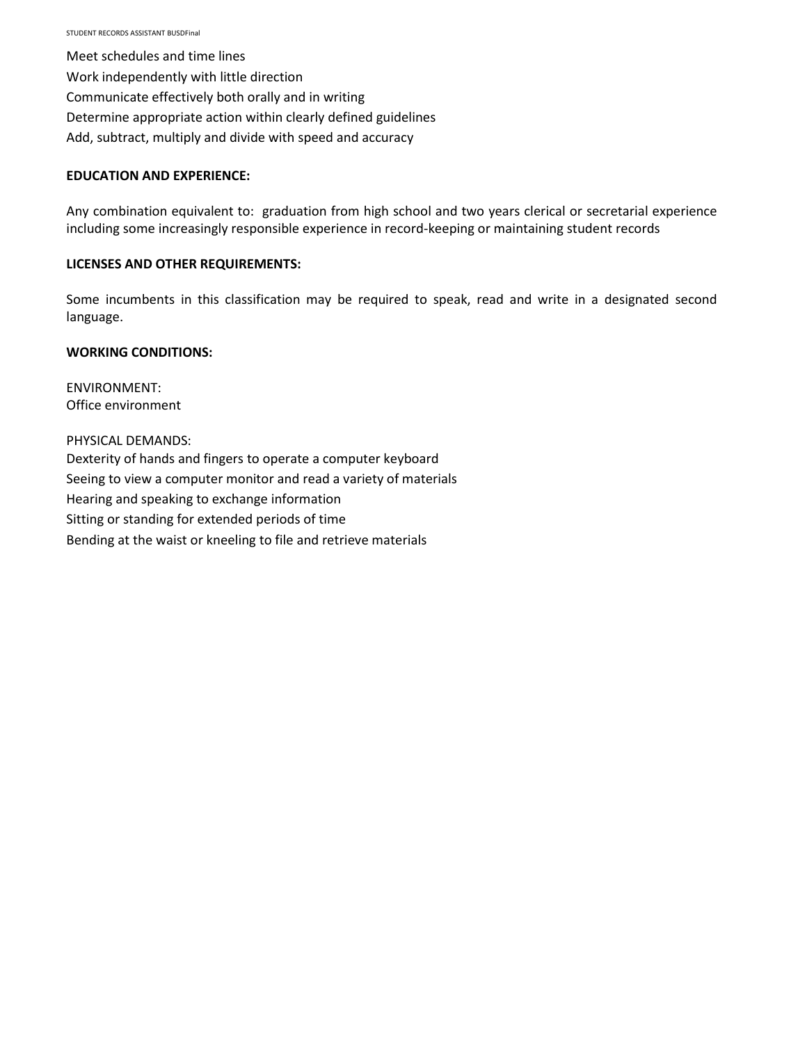Meet schedules and time lines
Work independently with little direction
Communicate effectively both orally and in writing
Determine appropriate action within clearly defined guidelines
Add, subtract, multiply and divide with speed and accuracy

**EDUCATION AND EXPERIENCE:**

Any combination equivalent to: graduation from high school and two years clerical or secretarial experience including some increasingly responsible experience in record-keeping or maintaining student records

**LICENSES AND OTHER REQUIREMENTS:**

Some incumbents in this classification may be required to speak, read and write in a designated second language.

**WORKING CONDITIONS:**

ENVIRONMENT:
Office environment

PHYSICAL DEMANDS:
Dexterity of hands and fingers to operate a computer keyboard
Seeing to view a computer monitor and read a variety of materials
Hearing and speaking to exchange information
Sitting or standing for extended periods of time
Bending at the waist or kneeling to file and retrieve materials